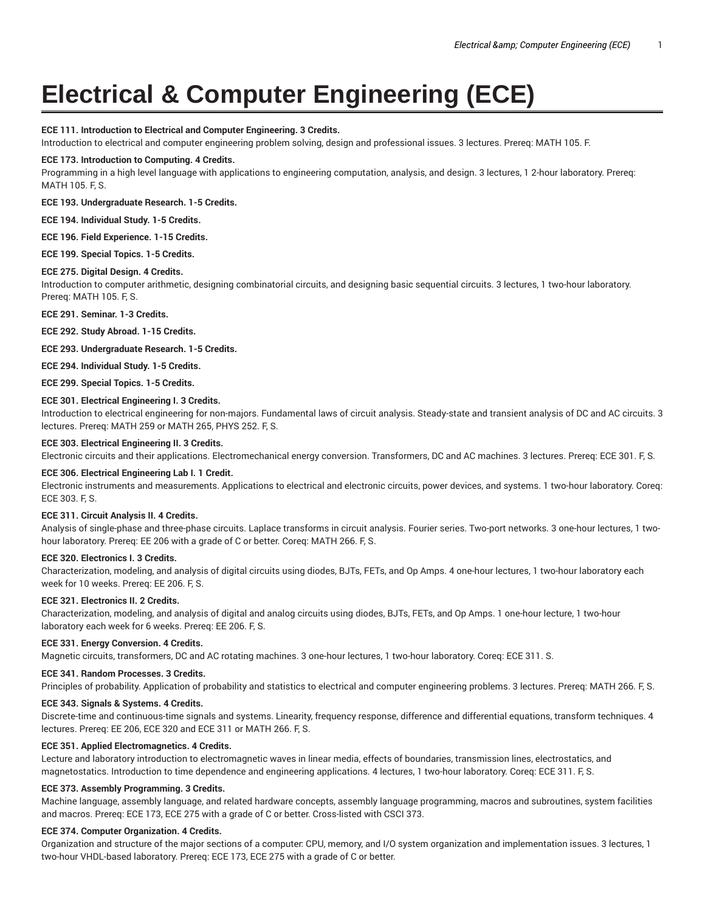# Electrical & Computer Engineering (ECE)

**ECE 111. Introduction to Electrical and Computer Engineering. 3 Credits.**
Introduction to electrical and computer engineering problem solving, design and professional issues. 3 lectures. Prereq: MATH 105. F.

**ECE 173. Introduction to Computing. 4 Credits.**
Programming in a high level language with applications to engineering computation, analysis, and design. 3 lectures, 1 2-hour laboratory. Prereq: MATH 105. F, S.

**ECE 193. Undergraduate Research. 1-5 Credits.**

**ECE 194. Individual Study. 1-5 Credits.**

**ECE 196. Field Experience. 1-15 Credits.**

**ECE 199. Special Topics. 1-5 Credits.**

**ECE 275. Digital Design. 4 Credits.**
Introduction to computer arithmetic, designing combinatorial circuits, and designing basic sequential circuits. 3 lectures, 1 two-hour laboratory. Prereq: MATH 105. F, S.

**ECE 291. Seminar. 1-3 Credits.**

**ECE 292. Study Abroad. 1-15 Credits.**

**ECE 293. Undergraduate Research. 1-5 Credits.**

**ECE 294. Individual Study. 1-5 Credits.**

**ECE 299. Special Topics. 1-5 Credits.**

**ECE 301. Electrical Engineering I. 3 Credits.**
Introduction to electrical engineering for non-majors. Fundamental laws of circuit analysis. Steady-state and transient analysis of DC and AC circuits. 3 lectures. Prereq: MATH 259 or MATH 265, PHYS 252. F, S.

**ECE 303. Electrical Engineering II. 3 Credits.**
Electronic circuits and their applications. Electromechanical energy conversion. Transformers, DC and AC machines. 3 lectures. Prereq: ECE 301. F, S.

**ECE 306. Electrical Engineering Lab I. 1 Credit.**
Electronic instruments and measurements. Applications to electrical and electronic circuits, power devices, and systems. 1 two-hour laboratory. Coreq: ECE 303. F, S.

**ECE 311. Circuit Analysis II. 4 Credits.**
Analysis of single-phase and three-phase circuits. Laplace transforms in circuit analysis. Fourier series. Two-port networks. 3 one-hour lectures, 1 two-hour laboratory. Prereq: EE 206 with a grade of C or better. Coreq: MATH 266. F, S.

**ECE 320. Electronics I. 3 Credits.**
Characterization, modeling, and analysis of digital circuits using diodes, BJTs, FETs, and Op Amps. 4 one-hour lectures, 1 two-hour laboratory each week for 10 weeks. Prereq: EE 206. F, S.

**ECE 321. Electronics II. 2 Credits.**
Characterization, modeling, and analysis of digital and analog circuits using diodes, BJTs, FETs, and Op Amps. 1 one-hour lecture, 1 two-hour laboratory each week for 6 weeks. Prereq: EE 206. F, S.

**ECE 331. Energy Conversion. 4 Credits.**
Magnetic circuits, transformers, DC and AC rotating machines. 3 one-hour lectures, 1 two-hour laboratory. Coreq: ECE 311. S.

**ECE 341. Random Processes. 3 Credits.**
Principles of probability. Application of probability and statistics to electrical and computer engineering problems. 3 lectures. Prereq: MATH 266. F, S.

**ECE 343. Signals & Systems. 4 Credits.**
Discrete-time and continuous-time signals and systems. Linearity, frequency response, difference and differential equations, transform techniques. 4 lectures. Prereq: EE 206, ECE 320 and ECE 311 or MATH 266. F, S.

**ECE 351. Applied Electromagnetics. 4 Credits.**
Lecture and laboratory introduction to electromagnetic waves in linear media, effects of boundaries, transmission lines, electrostatics, and magnetostatics. Introduction to time dependence and engineering applications. 4 lectures, 1 two-hour laboratory. Coreq: ECE 311. F, S.

**ECE 373. Assembly Programming. 3 Credits.**
Machine language, assembly language, and related hardware concepts, assembly language programming, macros and subroutines, system facilities and macros. Prereq: ECE 173, ECE 275 with a grade of C or better. Cross-listed with CSCI 373.

**ECE 374. Computer Organization. 4 Credits.**
Organization and structure of the major sections of a computer: CPU, memory, and I/O system organization and implementation issues. 3 lectures, 1 two-hour VHDL-based laboratory. Prereq: ECE 173, ECE 275 with a grade of C or better.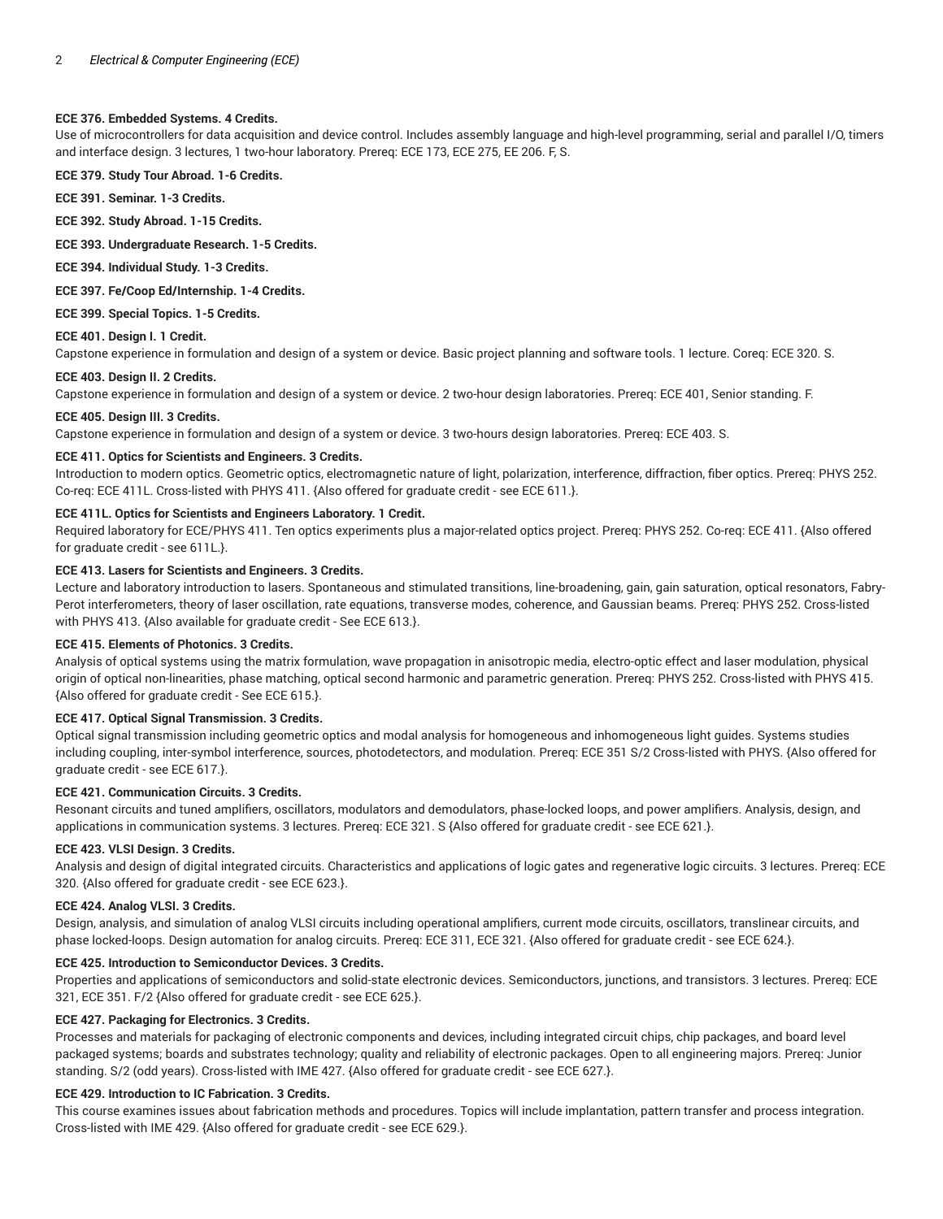**ECE 376. Embedded Systems. 4 Credits.**

Use of microcontrollers for data acquisition and device control. Includes assembly language and high-level programming, serial and parallel I/O, timers and interface design. 3 lectures, 1 two-hour laboratory. Prereq: ECE 173, ECE 275, EE 206. F, S.

**ECE 379. Study Tour Abroad. 1-6 Credits.**

**ECE 391. Seminar. 1-3 Credits.**

**ECE 392. Study Abroad. 1-15 Credits.**

**ECE 393. Undergraduate Research. 1-5 Credits.**

**ECE 394. Individual Study. 1-3 Credits.**

**ECE 397. Fe/Coop Ed/Internship. 1-4 Credits.**

**ECE 399. Special Topics. 1-5 Credits.**

**ECE 401. Design I. 1 Credit.**

Capstone experience in formulation and design of a system or device. Basic project planning and software tools. 1 lecture. Coreq: ECE 320. S.

**ECE 403. Design II. 2 Credits.**

Capstone experience in formulation and design of a system or device. 2 two-hour design laboratories. Prereq: ECE 401, Senior standing. F.

**ECE 405. Design III. 3 Credits.**

Capstone experience in formulation and design of a system or device. 3 two-hours design laboratories. Prereq: ECE 403. S.

**ECE 411. Optics for Scientists and Engineers. 3 Credits.**

Introduction to modern optics. Geometric optics, electromagnetic nature of light, polarization, interference, diffraction, fiber optics. Prereq: PHYS 252. Co-req: ECE 411L. Cross-listed with PHYS 411. {Also offered for graduate credit - see ECE 611.}.

**ECE 411L. Optics for Scientists and Engineers Laboratory. 1 Credit.**

Required laboratory for ECE/PHYS 411. Ten optics experiments plus a major-related optics project. Prereq: PHYS 252. Co-req: ECE 411. {Also offered for graduate credit - see 611L.}.

**ECE 413. Lasers for Scientists and Engineers. 3 Credits.**

Lecture and laboratory introduction to lasers. Spontaneous and stimulated transitions, line-broadening, gain, gain saturation, optical resonators, Fabry-Perot interferometers, theory of laser oscillation, rate equations, transverse modes, coherence, and Gaussian beams. Prereq: PHYS 252. Cross-listed with PHYS 413. {Also available for graduate credit - See ECE 613.}.

**ECE 415. Elements of Photonics. 3 Credits.**

Analysis of optical systems using the matrix formulation, wave propagation in anisotropic media, electro-optic effect and laser modulation, physical origin of optical non-linearities, phase matching, optical second harmonic and parametric generation. Prereq: PHYS 252. Cross-listed with PHYS 415. {Also offered for graduate credit - See ECE 615.}.

**ECE 417. Optical Signal Transmission. 3 Credits.**

Optical signal transmission including geometric optics and modal analysis for homogeneous and inhomogeneous light guides. Systems studies including coupling, inter-symbol interference, sources, photodetectors, and modulation. Prereq: ECE 351 S/2 Cross-listed with PHYS. {Also offered for graduate credit - see ECE 617.}.

**ECE 421. Communication Circuits. 3 Credits.**

Resonant circuits and tuned amplifiers, oscillators, modulators and demodulators, phase-locked loops, and power amplifiers. Analysis, design, and applications in communication systems. 3 lectures. Prereq: ECE 321. S {Also offered for graduate credit - see ECE 621.}.

**ECE 423. VLSI Design. 3 Credits.**

Analysis and design of digital integrated circuits. Characteristics and applications of logic gates and regenerative logic circuits. 3 lectures. Prereq: ECE 320. {Also offered for graduate credit - see ECE 623.}.

**ECE 424. Analog VLSI. 3 Credits.**

Design, analysis, and simulation of analog VLSI circuits including operational amplifiers, current mode circuits, oscillators, translinear circuits, and phase locked-loops. Design automation for analog circuits. Prereq: ECE 311, ECE 321. {Also offered for graduate credit - see ECE 624.}.

**ECE 425. Introduction to Semiconductor Devices. 3 Credits.**

Properties and applications of semiconductors and solid-state electronic devices. Semiconductors, junctions, and transistors. 3 lectures. Prereq: ECE 321, ECE 351. F/2 {Also offered for graduate credit - see ECE 625.}.

**ECE 427. Packaging for Electronics. 3 Credits.**

Processes and materials for packaging of electronic components and devices, including integrated circuit chips, chip packages, and board level packaged systems; boards and substrates technology; quality and reliability of electronic packages. Open to all engineering majors. Prereq: Junior standing. S/2 (odd years). Cross-listed with IME 427. {Also offered for graduate credit - see ECE 627.}.

**ECE 429. Introduction to IC Fabrication. 3 Credits.**

This course examines issues about fabrication methods and procedures. Topics will include implantation, pattern transfer and process integration. Cross-listed with IME 429. {Also offered for graduate credit - see ECE 629.}.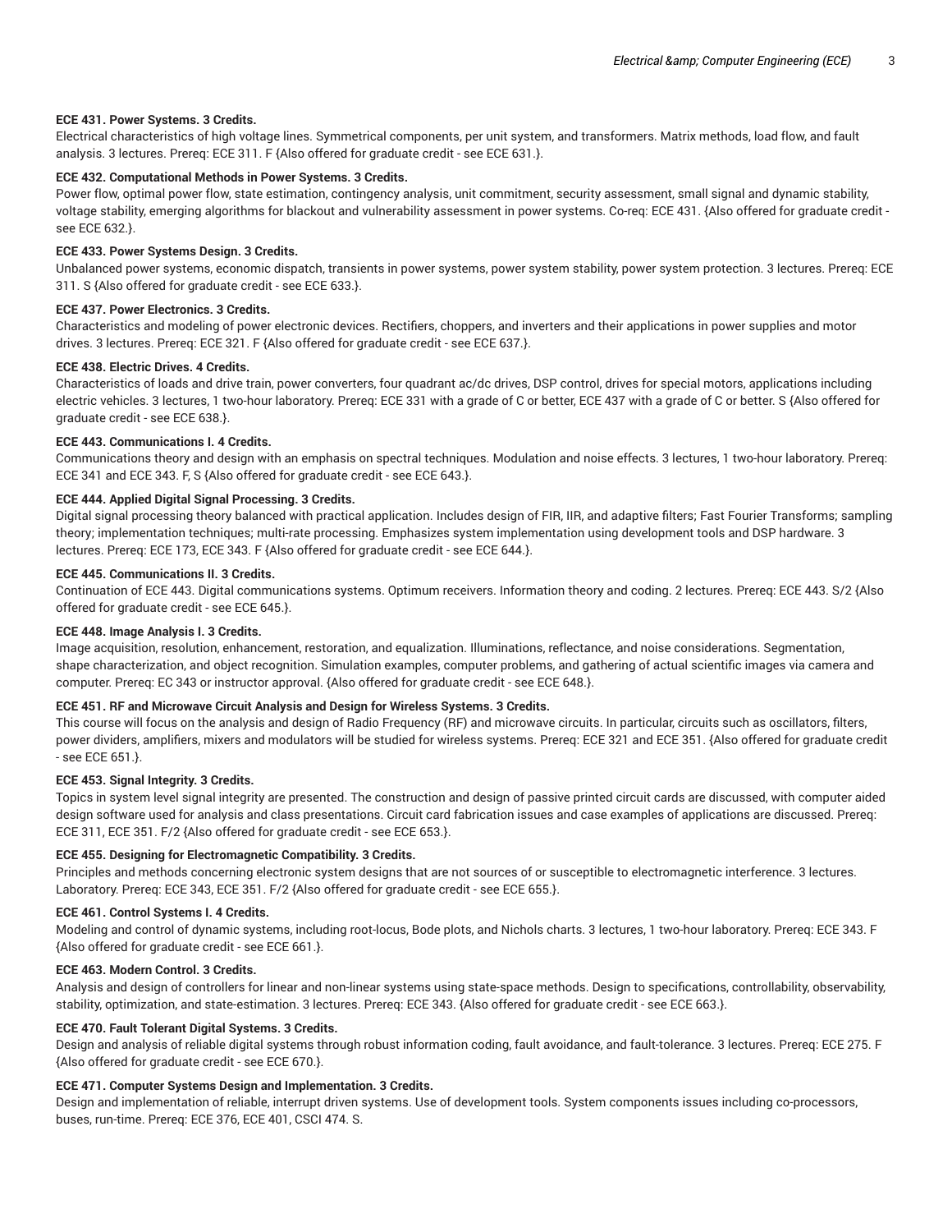**ECE 431. Power Systems. 3 Credits.**
Electrical characteristics of high voltage lines. Symmetrical components, per unit system, and transformers. Matrix methods, load flow, and fault analysis. 3 lectures. Prereq: ECE 311. F {Also offered for graduate credit - see ECE 631.}.

**ECE 432. Computational Methods in Power Systems. 3 Credits.**
Power flow, optimal power flow, state estimation, contingency analysis, unit commitment, security assessment, small signal and dynamic stability, voltage stability, emerging algorithms for blackout and vulnerability assessment in power systems. Co-req: ECE 431. {Also offered for graduate credit - see ECE 632.}.

**ECE 433. Power Systems Design. 3 Credits.**
Unbalanced power systems, economic dispatch, transients in power systems, power system stability, power system protection. 3 lectures. Prereq: ECE 311. S {Also offered for graduate credit - see ECE 633.}.

**ECE 437. Power Electronics. 3 Credits.**
Characteristics and modeling of power electronic devices. Rectifiers, choppers, and inverters and their applications in power supplies and motor drives. 3 lectures. Prereq: ECE 321. F {Also offered for graduate credit - see ECE 637.}.

**ECE 438. Electric Drives. 4 Credits.**
Characteristics of loads and drive train, power converters, four quadrant ac/dc drives, DSP control, drives for special motors, applications including electric vehicles. 3 lectures, 1 two-hour laboratory. Prereq: ECE 331 with a grade of C or better, ECE 437 with a grade of C or better. S {Also offered for graduate credit - see ECE 638.}.

**ECE 443. Communications I. 4 Credits.**
Communications theory and design with an emphasis on spectral techniques. Modulation and noise effects. 3 lectures, 1 two-hour laboratory. Prereq: ECE 341 and ECE 343. F, S {Also offered for graduate credit - see ECE 643.}.

**ECE 444. Applied Digital Signal Processing. 3 Credits.**
Digital signal processing theory balanced with practical application. Includes design of FIR, IIR, and adaptive filters; Fast Fourier Transforms; sampling theory; implementation techniques; multi-rate processing. Emphasizes system implementation using development tools and DSP hardware. 3 lectures. Prereq: ECE 173, ECE 343. F {Also offered for graduate credit - see ECE 644.}.

**ECE 445. Communications II. 3 Credits.**
Continuation of ECE 443. Digital communications systems. Optimum receivers. Information theory and coding. 2 lectures. Prereq: ECE 443. S/2 {Also offered for graduate credit - see ECE 645.}.

**ECE 448. Image Analysis I. 3 Credits.**
Image acquisition, resolution, enhancement, restoration, and equalization. Illuminations, reflectance, and noise considerations. Segmentation, shape characterization, and object recognition. Simulation examples, computer problems, and gathering of actual scientific images via camera and computer. Prereq: EC 343 or instructor approval. {Also offered for graduate credit - see ECE 648.}.

**ECE 451. RF and Microwave Circuit Analysis and Design for Wireless Systems. 3 Credits.**
This course will focus on the analysis and design of Radio Frequency (RF) and microwave circuits. In particular, circuits such as oscillators, filters, power dividers, amplifiers, mixers and modulators will be studied for wireless systems. Prereq: ECE 321 and ECE 351. {Also offered for graduate credit - see ECE 651.}.

**ECE 453. Signal Integrity. 3 Credits.**
Topics in system level signal integrity are presented. The construction and design of passive printed circuit cards are discussed, with computer aided design software used for analysis and class presentations. Circuit card fabrication issues and case examples of applications are discussed. Prereq: ECE 311, ECE 351. F/2 {Also offered for graduate credit - see ECE 653.}.

**ECE 455. Designing for Electromagnetic Compatibility. 3 Credits.**
Principles and methods concerning electronic system designs that are not sources of or susceptible to electromagnetic interference. 3 lectures. Laboratory. Prereq: ECE 343, ECE 351. F/2 {Also offered for graduate credit - see ECE 655.}.

**ECE 461. Control Systems I. 4 Credits.**
Modeling and control of dynamic systems, including root-locus, Bode plots, and Nichols charts. 3 lectures, 1 two-hour laboratory. Prereq: ECE 343. F {Also offered for graduate credit - see ECE 661.}.

**ECE 463. Modern Control. 3 Credits.**
Analysis and design of controllers for linear and non-linear systems using state-space methods. Design to specifications, controllability, observability, stability, optimization, and state-estimation. 3 lectures. Prereq: ECE 343. {Also offered for graduate credit - see ECE 663.}.

**ECE 470. Fault Tolerant Digital Systems. 3 Credits.**
Design and analysis of reliable digital systems through robust information coding, fault avoidance, and fault-tolerance. 3 lectures. Prereq: ECE 275. F {Also offered for graduate credit - see ECE 670.}.

**ECE 471. Computer Systems Design and Implementation. 3 Credits.**
Design and implementation of reliable, interrupt driven systems. Use of development tools. System components issues including co-processors, buses, run-time. Prereq: ECE 376, ECE 401, CSCI 474. S.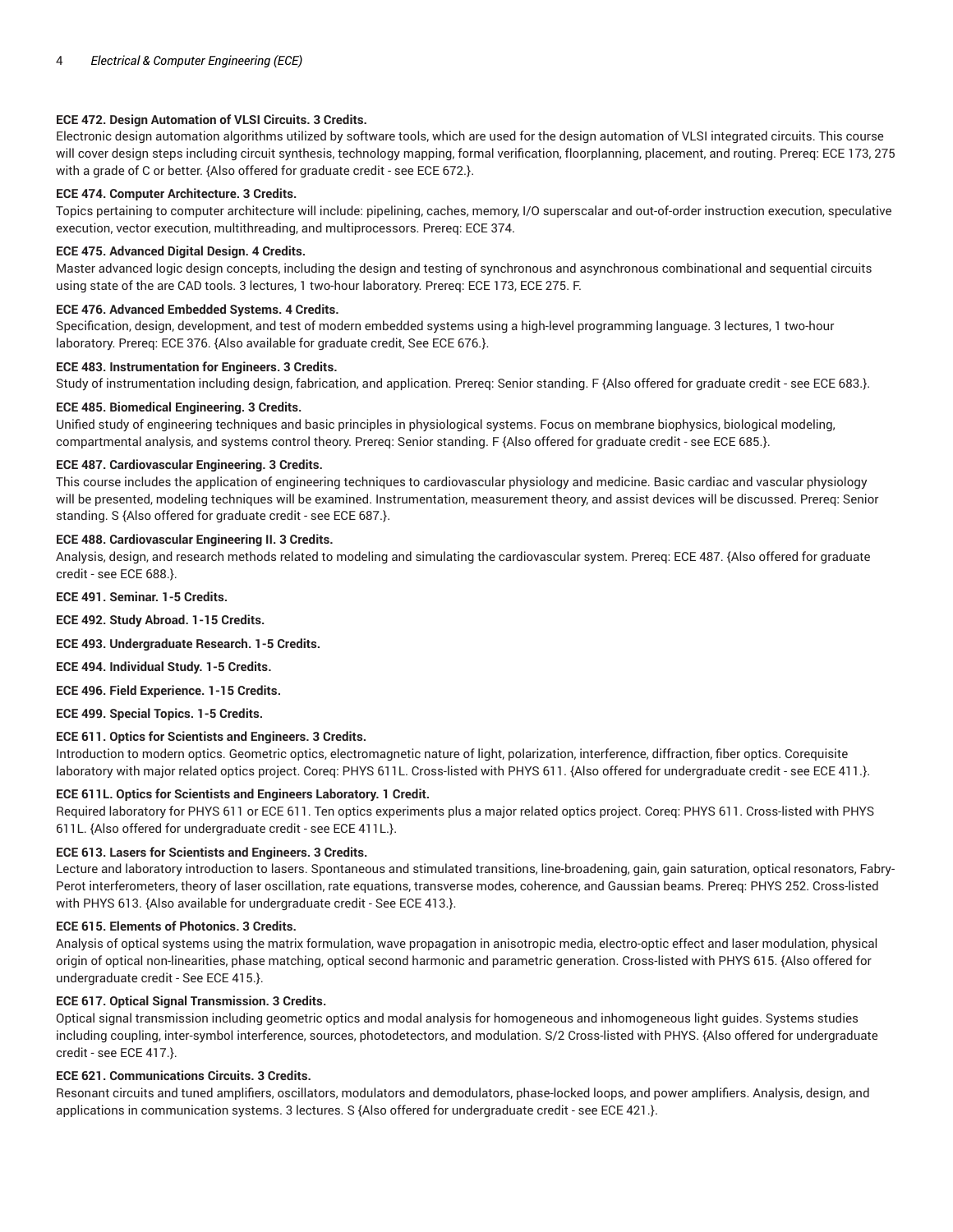#### ECE 472. Design Automation of VLSI Circuits. 3 Credits.

Electronic design automation algorithms utilized by software tools, which are used for the design automation of VLSI integrated circuits. This course will cover design steps including circuit synthesis, technology mapping, formal verification, floorplanning, placement, and routing. Prereq: ECE 173, 275 with a grade of C or better. {Also offered for graduate credit - see ECE 672.}.

#### ECE 474. Computer Architecture. 3 Credits.

Topics pertaining to computer architecture will include: pipelining, caches, memory, I/O superscalar and out-of-order instruction execution, speculative execution, vector execution, multithreading, and multiprocessors. Prereq: ECE 374.

#### ECE 475. Advanced Digital Design. 4 Credits.

Master advanced logic design concepts, including the design and testing of synchronous and asynchronous combinational and sequential circuits using state of the are CAD tools. 3 lectures, 1 two-hour laboratory. Prereq: ECE 173, ECE 275. F.

#### ECE 476. Advanced Embedded Systems. 4 Credits.

Specification, design, development, and test of modern embedded systems using a high-level programming language. 3 lectures, 1 two-hour laboratory. Prereq: ECE 376. {Also available for graduate credit, See ECE 676.}.

#### ECE 483. Instrumentation for Engineers. 3 Credits.

Study of instrumentation including design, fabrication, and application. Prereq: Senior standing. F {Also offered for graduate credit - see ECE 683.}.

#### ECE 485. Biomedical Engineering. 3 Credits.

Unified study of engineering techniques and basic principles in physiological systems. Focus on membrane biophysics, biological modeling, compartmental analysis, and systems control theory. Prereq: Senior standing. F {Also offered for graduate credit - see ECE 685.}.

#### ECE 487. Cardiovascular Engineering. 3 Credits.

This course includes the application of engineering techniques to cardiovascular physiology and medicine. Basic cardiac and vascular physiology will be presented, modeling techniques will be examined. Instrumentation, measurement theory, and assist devices will be discussed. Prereq: Senior standing. S {Also offered for graduate credit - see ECE 687.}.

#### ECE 488. Cardiovascular Engineering II. 3 Credits.

Analysis, design, and research methods related to modeling and simulating the cardiovascular system. Prereq: ECE 487. {Also offered for graduate credit - see ECE 688.}.

#### ECE 491. Seminar. 1-5 Credits.

#### ECE 492. Study Abroad. 1-15 Credits.

#### ECE 493. Undergraduate Research. 1-5 Credits.

#### ECE 494. Individual Study. 1-5 Credits.

#### ECE 496. Field Experience. 1-15 Credits.

#### ECE 499. Special Topics. 1-5 Credits.

#### ECE 611. Optics for Scientists and Engineers. 3 Credits.

Introduction to modern optics. Geometric optics, electromagnetic nature of light, polarization, interference, diffraction, fiber optics. Corequisite laboratory with major related optics project. Coreq: PHYS 611L. Cross-listed with PHYS 611. {Also offered for undergraduate credit - see ECE 411.}.

#### ECE 611L. Optics for Scientists and Engineers Laboratory. 1 Credit.

Required laboratory for PHYS 611 or ECE 611. Ten optics experiments plus a major related optics project. Coreq: PHYS 611. Cross-listed with PHYS 611L. {Also offered for undergraduate credit - see ECE 411L.}.

#### ECE 613. Lasers for Scientists and Engineers. 3 Credits.

Lecture and laboratory introduction to lasers. Spontaneous and stimulated transitions, line-broadening, gain, gain saturation, optical resonators, Fabry-Perot interferometers, theory of laser oscillation, rate equations, transverse modes, coherence, and Gaussian beams. Prereq: PHYS 252. Cross-listed with PHYS 613. {Also available for undergraduate credit - See ECE 413.}.

#### ECE 615. Elements of Photonics. 3 Credits.

Analysis of optical systems using the matrix formulation, wave propagation in anisotropic media, electro-optic effect and laser modulation, physical origin of optical non-linearities, phase matching, optical second harmonic and parametric generation. Cross-listed with PHYS 615. {Also offered for undergraduate credit - See ECE 415.}.

#### ECE 617. Optical Signal Transmission. 3 Credits.

Optical signal transmission including geometric optics and modal analysis for homogeneous and inhomogeneous light guides. Systems studies including coupling, inter-symbol interference, sources, photodetectors, and modulation. S/2 Cross-listed with PHYS. {Also offered for undergraduate credit - see ECE 417.}.

#### ECE 621. Communications Circuits. 3 Credits.

Resonant circuits and tuned amplifiers, oscillators, modulators and demodulators, phase-locked loops, and power amplifiers. Analysis, design, and applications in communication systems. 3 lectures. S {Also offered for undergraduate credit - see ECE 421.}.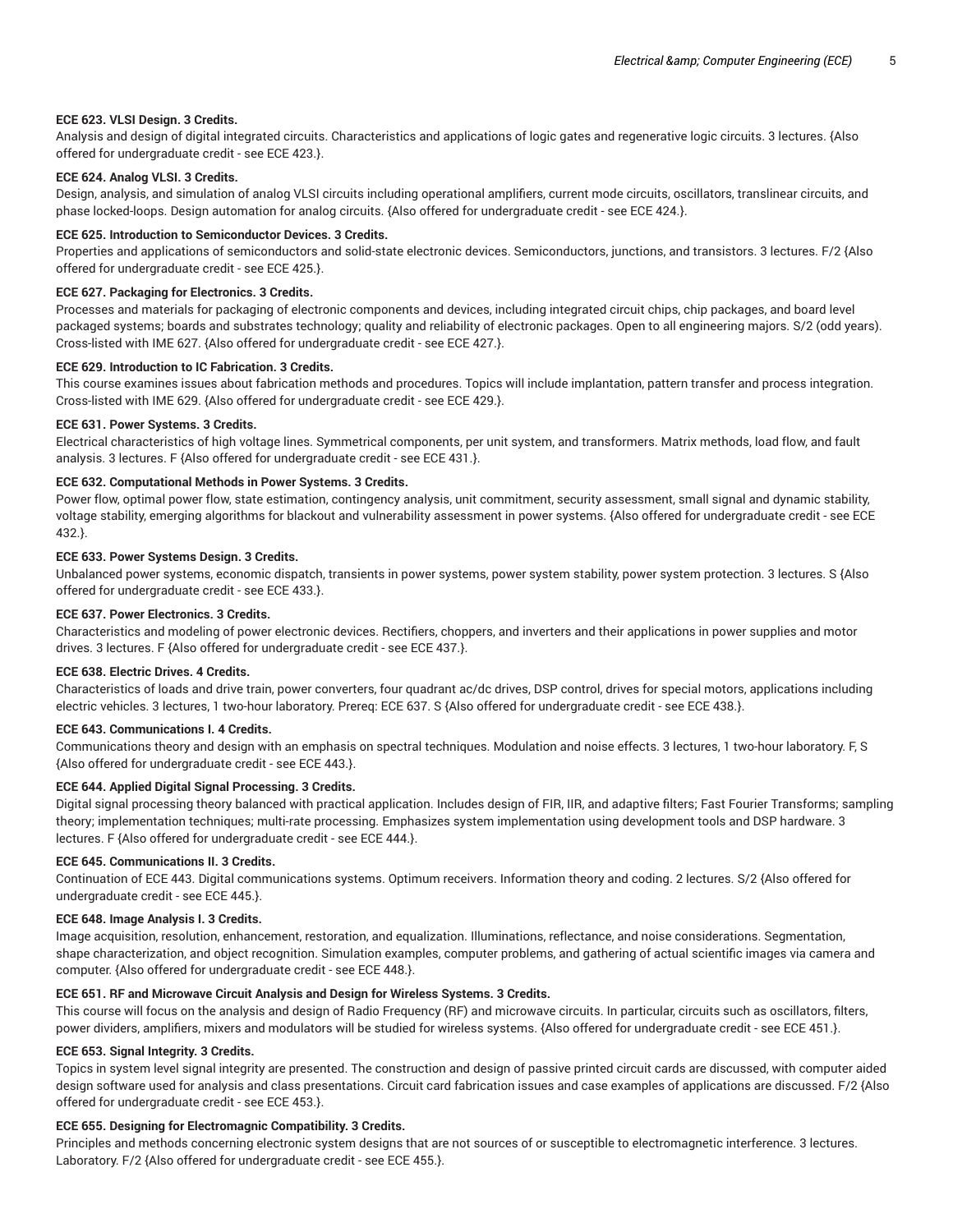**ECE 623. VLSI Design. 3 Credits.**
Analysis and design of digital integrated circuits. Characteristics and applications of logic gates and regenerative logic circuits. 3 lectures. {Also offered for undergraduate credit - see ECE 423.}.

**ECE 624. Analog VLSI. 3 Credits.**
Design, analysis, and simulation of analog VLSI circuits including operational amplifiers, current mode circuits, oscillators, translinear circuits, and phase locked-loops. Design automation for analog circuits. {Also offered for undergraduate credit - see ECE 424.}.

**ECE 625. Introduction to Semiconductor Devices. 3 Credits.**
Properties and applications of semiconductors and solid-state electronic devices. Semiconductors, junctions, and transistors. 3 lectures. F/2 {Also offered for undergraduate credit - see ECE 425.}.

**ECE 627. Packaging for Electronics. 3 Credits.**
Processes and materials for packaging of electronic components and devices, including integrated circuit chips, chip packages, and board level packaged systems; boards and substrates technology; quality and reliability of electronic packages. Open to all engineering majors. S/2 (odd years). Cross-listed with IME 627. {Also offered for undergraduate credit - see ECE 427.}.

**ECE 629. Introduction to IC Fabrication. 3 Credits.**
This course examines issues about fabrication methods and procedures. Topics will include implantation, pattern transfer and process integration. Cross-listed with IME 629. {Also offered for undergraduate credit - see ECE 429.}.

**ECE 631. Power Systems. 3 Credits.**
Electrical characteristics of high voltage lines. Symmetrical components, per unit system, and transformers. Matrix methods, load flow, and fault analysis. 3 lectures. F {Also offered for undergraduate credit - see ECE 431.}.

**ECE 632. Computational Methods in Power Systems. 3 Credits.**
Power flow, optimal power flow, state estimation, contingency analysis, unit commitment, security assessment, small signal and dynamic stability, voltage stability, emerging algorithms for blackout and vulnerability assessment in power systems. {Also offered for undergraduate credit - see ECE 432.}.

**ECE 633. Power Systems Design. 3 Credits.**
Unbalanced power systems, economic dispatch, transients in power systems, power system stability, power system protection. 3 lectures. S {Also offered for undergraduate credit - see ECE 433.}.

**ECE 637. Power Electronics. 3 Credits.**
Characteristics and modeling of power electronic devices. Rectifiers, choppers, and inverters and their applications in power supplies and motor drives. 3 lectures. F {Also offered for undergraduate credit - see ECE 437.}.

**ECE 638. Electric Drives. 4 Credits.**
Characteristics of loads and drive train, power converters, four quadrant ac/dc drives, DSP control, drives for special motors, applications including electric vehicles. 3 lectures, 1 two-hour laboratory. Prereq: ECE 637. S {Also offered for undergraduate credit - see ECE 438.}.

**ECE 643. Communications I. 4 Credits.**
Communications theory and design with an emphasis on spectral techniques. Modulation and noise effects. 3 lectures, 1 two-hour laboratory. F, S {Also offered for undergraduate credit - see ECE 443.}.

**ECE 644. Applied Digital Signal Processing. 3 Credits.**
Digital signal processing theory balanced with practical application. Includes design of FIR, IIR, and adaptive filters; Fast Fourier Transforms; sampling theory; implementation techniques; multi-rate processing. Emphasizes system implementation using development tools and DSP hardware. 3 lectures. F {Also offered for undergraduate credit - see ECE 444.}.

**ECE 645. Communications II. 3 Credits.**
Continuation of ECE 443. Digital communications systems. Optimum receivers. Information theory and coding. 2 lectures. S/2 {Also offered for undergraduate credit - see ECE 445.}.

**ECE 648. Image Analysis I. 3 Credits.**
Image acquisition, resolution, enhancement, restoration, and equalization. Illuminations, reflectance, and noise considerations. Segmentation, shape characterization, and object recognition. Simulation examples, computer problems, and gathering of actual scientific images via camera and computer. {Also offered for undergraduate credit - see ECE 448.}.

**ECE 651. RF and Microwave Circuit Analysis and Design for Wireless Systems. 3 Credits.**
This course will focus on the analysis and design of Radio Frequency (RF) and microwave circuits. In particular, circuits such as oscillators, filters, power dividers, amplifiers, mixers and modulators will be studied for wireless systems. {Also offered for undergraduate credit - see ECE 451.}.

**ECE 653. Signal Integrity. 3 Credits.**
Topics in system level signal integrity are presented. The construction and design of passive printed circuit cards are discussed, with computer aided design software used for analysis and class presentations. Circuit card fabrication issues and case examples of applications are discussed. F/2 {Also offered for undergraduate credit - see ECE 453.}.

**ECE 655. Designing for Electromagnic Compatibility. 3 Credits.**
Principles and methods concerning electronic system designs that are not sources of or susceptible to electromagnetic interference. 3 lectures. Laboratory. F/2 {Also offered for undergraduate credit - see ECE 455.}.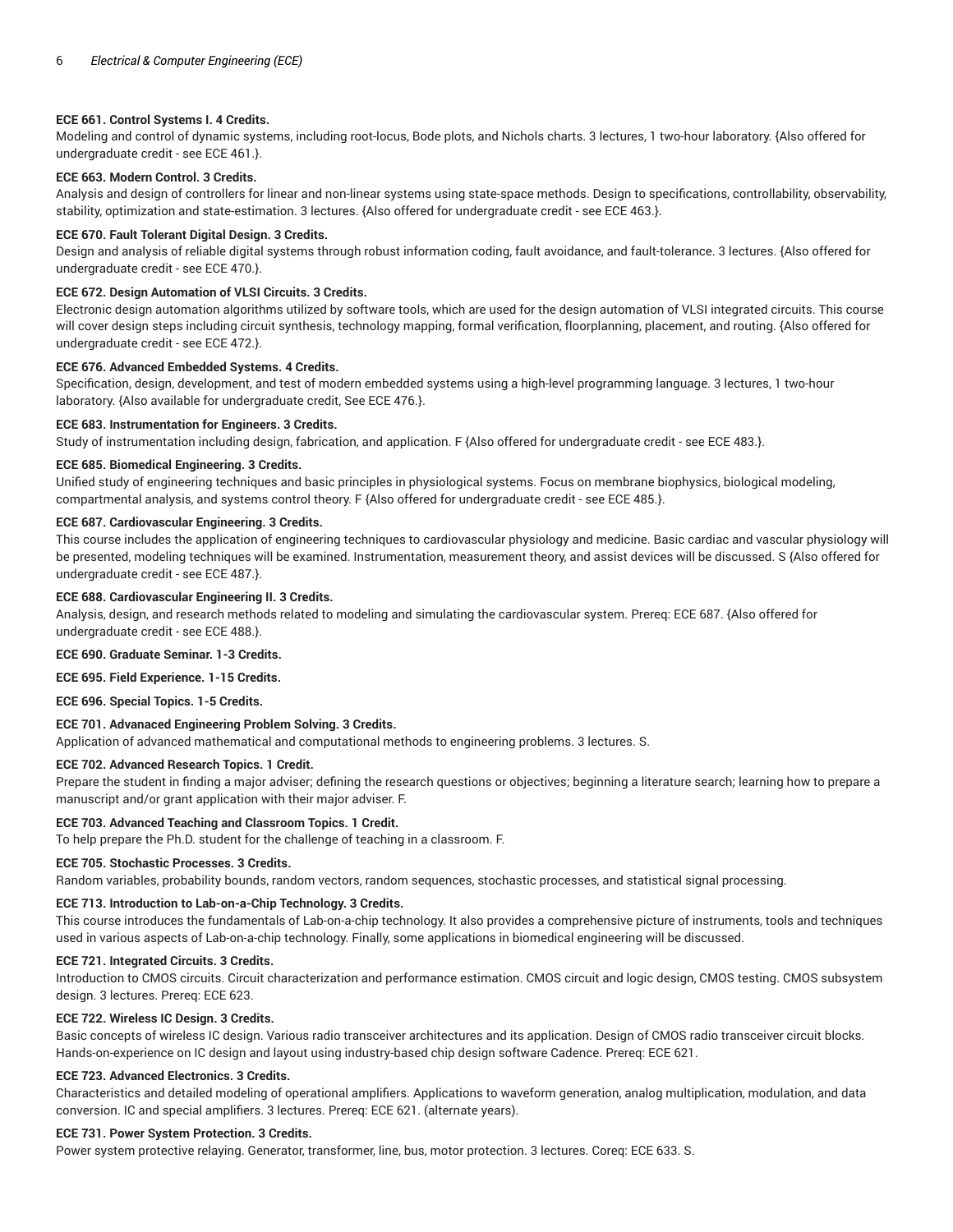**ECE 661. Control Systems I. 4 Credits.**
Modeling and control of dynamic systems, including root-locus, Bode plots, and Nichols charts. 3 lectures, 1 two-hour laboratory. {Also offered for undergraduate credit - see ECE 461.}.

**ECE 663. Modern Control. 3 Credits.**
Analysis and design of controllers for linear and non-linear systems using state-space methods. Design to specifications, controllability, observability, stability, optimization and state-estimation. 3 lectures. {Also offered for undergraduate credit - see ECE 463.}.

**ECE 670. Fault Tolerant Digital Design. 3 Credits.**
Design and analysis of reliable digital systems through robust information coding, fault avoidance, and fault-tolerance. 3 lectures. {Also offered for undergraduate credit - see ECE 470.}.

**ECE 672. Design Automation of VLSI Circuits. 3 Credits.**
Electronic design automation algorithms utilized by software tools, which are used for the design automation of VLSI integrated circuits. This course will cover design steps including circuit synthesis, technology mapping, formal verification, floorplanning, placement, and routing. {Also offered for undergraduate credit - see ECE 472.}.

**ECE 676. Advanced Embedded Systems. 4 Credits.**
Specification, design, development, and test of modern embedded systems using a high-level programming language. 3 lectures, 1 two-hour laboratory. {Also available for undergraduate credit, See ECE 476.}.

**ECE 683. Instrumentation for Engineers. 3 Credits.**
Study of instrumentation including design, fabrication, and application. F {Also offered for undergraduate credit - see ECE 483.}.

**ECE 685. Biomedical Engineering. 3 Credits.**
Unified study of engineering techniques and basic principles in physiological systems. Focus on membrane biophysics, biological modeling, compartmental analysis, and systems control theory. F {Also offered for undergraduate credit - see ECE 485.}.

**ECE 687. Cardiovascular Engineering. 3 Credits.**
This course includes the application of engineering techniques to cardiovascular physiology and medicine. Basic cardiac and vascular physiology will be presented, modeling techniques will be examined. Instrumentation, measurement theory, and assist devices will be discussed. S {Also offered for undergraduate credit - see ECE 487.}.

**ECE 688. Cardiovascular Engineering II. 3 Credits.**
Analysis, design, and research methods related to modeling and simulating the cardiovascular system. Prereq: ECE 687. {Also offered for undergraduate credit - see ECE 488.}.

**ECE 690. Graduate Seminar. 1-3 Credits.**

**ECE 695. Field Experience. 1-15 Credits.**

**ECE 696. Special Topics. 1-5 Credits.**

**ECE 701. Advanaced Engineering Problem Solving. 3 Credits.**
Application of advanced mathematical and computational methods to engineering problems. 3 lectures. S.

**ECE 702. Advanced Research Topics. 1 Credit.**
Prepare the student in finding a major adviser; defining the research questions or objectives; beginning a literature search; learning how to prepare a manuscript and/or grant application with their major adviser. F.

**ECE 703. Advanced Teaching and Classroom Topics. 1 Credit.**
To help prepare the Ph.D. student for the challenge of teaching in a classroom. F.

**ECE 705. Stochastic Processes. 3 Credits.**
Random variables, probability bounds, random vectors, random sequences, stochastic processes, and statistical signal processing.

**ECE 713. Introduction to Lab-on-a-Chip Technology. 3 Credits.**
This course introduces the fundamentals of Lab-on-a-chip technology. It also provides a comprehensive picture of instruments, tools and techniques used in various aspects of Lab-on-a-chip technology. Finally, some applications in biomedical engineering will be discussed.

**ECE 721. Integrated Circuits. 3 Credits.**
Introduction to CMOS circuits. Circuit characterization and performance estimation. CMOS circuit and logic design, CMOS testing. CMOS subsystem design. 3 lectures. Prereq: ECE 623.

**ECE 722. Wireless IC Design. 3 Credits.**
Basic concepts of wireless IC design. Various radio transceiver architectures and its application. Design of CMOS radio transceiver circuit blocks. Hands-on-experience on IC design and layout using industry-based chip design software Cadence. Prereq: ECE 621.

**ECE 723. Advanced Electronics. 3 Credits.**
Characteristics and detailed modeling of operational amplifiers. Applications to waveform generation, analog multiplication, modulation, and data conversion. IC and special amplifiers. 3 lectures. Prereq: ECE 621. (alternate years).

**ECE 731. Power System Protection. 3 Credits.**
Power system protective relaying. Generator, transformer, line, bus, motor protection. 3 lectures. Coreq: ECE 633. S.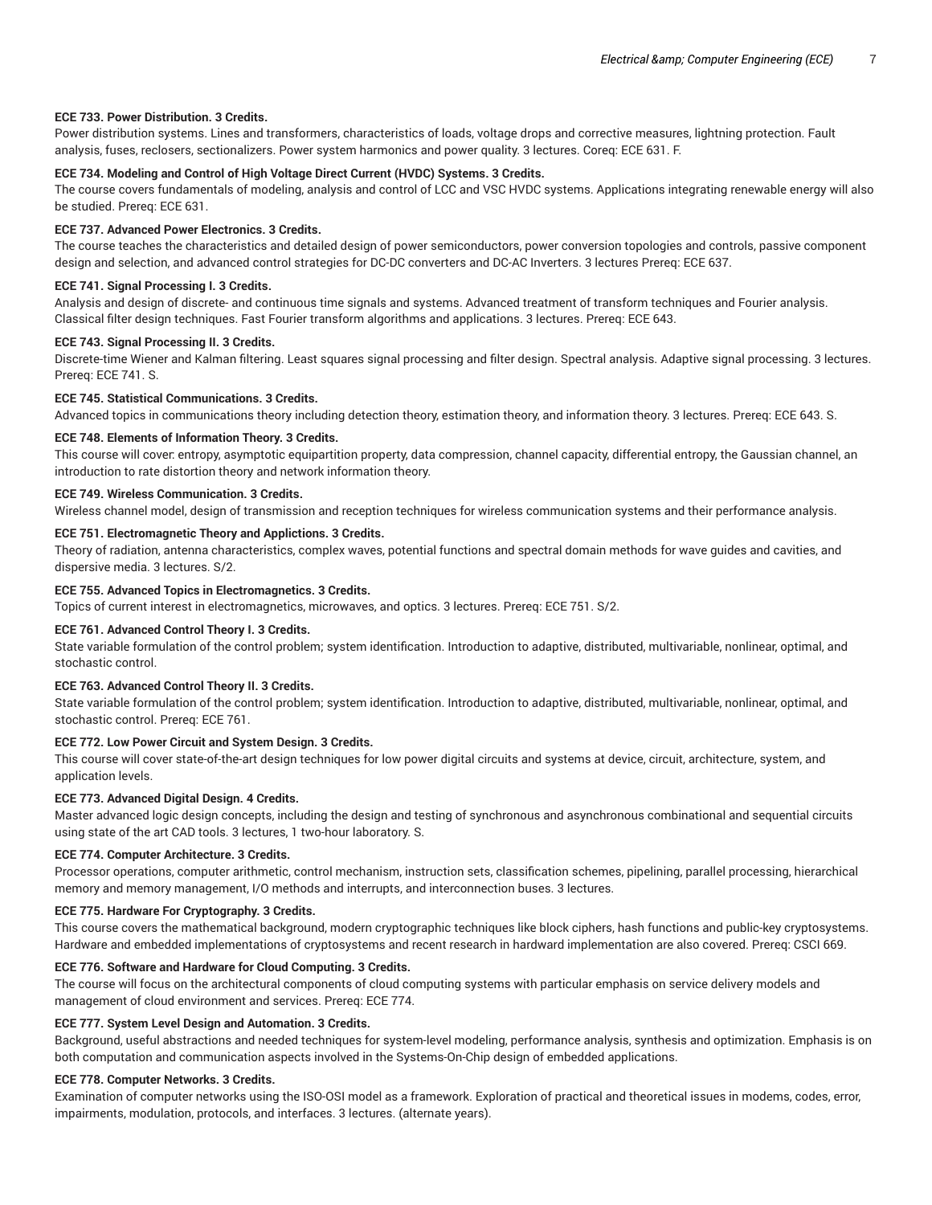**ECE 733. Power Distribution. 3 Credits.**

Power distribution systems. Lines and transformers, characteristics of loads, voltage drops and corrective measures, lightning protection. Fault analysis, fuses, reclosers, sectionalizers. Power system harmonics and power quality. 3 lectures. Coreq: ECE 631. F.

**ECE 734. Modeling and Control of High Voltage Direct Current (HVDC) Systems. 3 Credits.**

The course covers fundamentals of modeling, analysis and control of LCC and VSC HVDC systems. Applications integrating renewable energy will also be studied. Prereq: ECE 631.

**ECE 737. Advanced Power Electronics. 3 Credits.**

The course teaches the characteristics and detailed design of power semiconductors, power conversion topologies and controls, passive component design and selection, and advanced control strategies for DC-DC converters and DC-AC Inverters. 3 lectures Prereq: ECE 637.

**ECE 741. Signal Processing I. 3 Credits.**

Analysis and design of discrete- and continuous time signals and systems. Advanced treatment of transform techniques and Fourier analysis. Classical filter design techniques. Fast Fourier transform algorithms and applications. 3 lectures. Prereq: ECE 643.

**ECE 743. Signal Processing II. 3 Credits.**

Discrete-time Wiener and Kalman filtering. Least squares signal processing and filter design. Spectral analysis. Adaptive signal processing. 3 lectures. Prereq: ECE 741. S.

**ECE 745. Statistical Communications. 3 Credits.**

Advanced topics in communications theory including detection theory, estimation theory, and information theory. 3 lectures. Prereq: ECE 643. S.

**ECE 748. Elements of Information Theory. 3 Credits.**

This course will cover: entropy, asymptotic equipartition property, data compression, channel capacity, differential entropy, the Gaussian channel, an introduction to rate distortion theory and network information theory.

**ECE 749. Wireless Communication. 3 Credits.**

Wireless channel model, design of transmission and reception techniques for wireless communication systems and their performance analysis.

**ECE 751. Electromagnetic Theory and Applictions. 3 Credits.**

Theory of radiation, antenna characteristics, complex waves, potential functions and spectral domain methods for wave guides and cavities, and dispersive media. 3 lectures. S/2.

**ECE 755. Advanced Topics in Electromagnetics. 3 Credits.**

Topics of current interest in electromagnetics, microwaves, and optics. 3 lectures. Prereq: ECE 751. S/2.

**ECE 761. Advanced Control Theory I. 3 Credits.**

State variable formulation of the control problem; system identification. Introduction to adaptive, distributed, multivariable, nonlinear, optimal, and stochastic control.

**ECE 763. Advanced Control Theory II. 3 Credits.**

State variable formulation of the control problem; system identification. Introduction to adaptive, distributed, multivariable, nonlinear, optimal, and stochastic control. Prereq: ECE 761.

**ECE 772. Low Power Circuit and System Design. 3 Credits.**

This course will cover state-of-the-art design techniques for low power digital circuits and systems at device, circuit, architecture, system, and application levels.

**ECE 773. Advanced Digital Design. 4 Credits.**

Master advanced logic design concepts, including the design and testing of synchronous and asynchronous combinational and sequential circuits using state of the art CAD tools. 3 lectures, 1 two-hour laboratory. S.

**ECE 774. Computer Architecture. 3 Credits.**

Processor operations, computer arithmetic, control mechanism, instruction sets, classification schemes, pipelining, parallel processing, hierarchical memory and memory management, I/O methods and interrupts, and interconnection buses. 3 lectures.

**ECE 775. Hardware For Cryptography. 3 Credits.**

This course covers the mathematical background, modern cryptographic techniques like block ciphers, hash functions and public-key cryptosystems. Hardware and embedded implementations of cryptosystems and recent research in hardward implementation are also covered. Prereq: CSCI 669.

**ECE 776. Software and Hardware for Cloud Computing. 3 Credits.**

The course will focus on the architectural components of cloud computing systems with particular emphasis on service delivery models and management of cloud environment and services. Prereq: ECE 774.

**ECE 777. System Level Design and Automation. 3 Credits.**

Background, useful abstractions and needed techniques for system-level modeling, performance analysis, synthesis and optimization. Emphasis is on both computation and communication aspects involved in the Systems-On-Chip design of embedded applications.

**ECE 778. Computer Networks. 3 Credits.**

Examination of computer networks using the ISO-OSI model as a framework. Exploration of practical and theoretical issues in modems, codes, error, impairments, modulation, protocols, and interfaces. 3 lectures. (alternate years).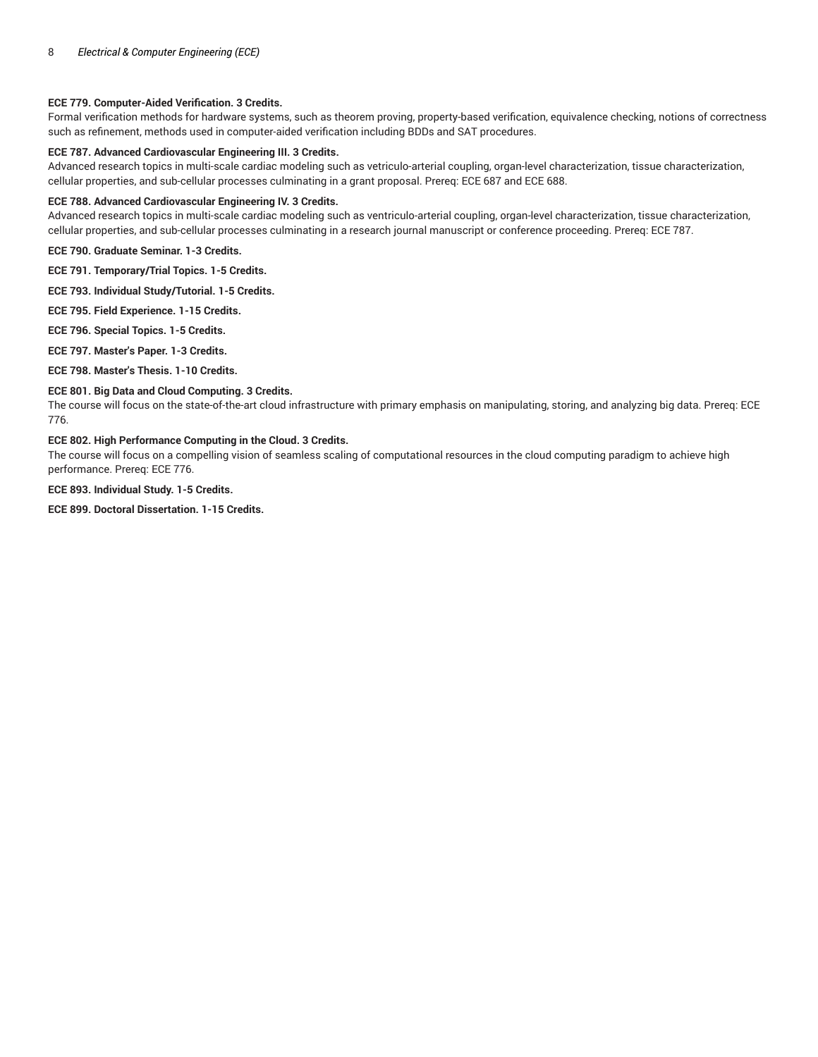**ECE 779. Computer-Aided Verification. 3 Credits.**
Formal verification methods for hardware systems, such as theorem proving, property-based verification, equivalence checking, notions of correctness such as refinement, methods used in computer-aided verification including BDDs and SAT procedures.

**ECE 787. Advanced Cardiovascular Engineering III. 3 Credits.**
Advanced research topics in multi-scale cardiac modeling such as vetriculo-arterial coupling, organ-level characterization, tissue characterization, cellular properties, and sub-cellular processes culminating in a grant proposal. Prereq: ECE 687 and ECE 688.

**ECE 788. Advanced Cardiovascular Engineering IV. 3 Credits.**
Advanced research topics in multi-scale cardiac modeling such as ventriculo-arterial coupling, organ-level characterization, tissue characterization, cellular properties, and sub-cellular processes culminating in a research journal manuscript or conference proceeding. Prereq: ECE 787.

**ECE 790. Graduate Seminar. 1-3 Credits.**

**ECE 791. Temporary/Trial Topics. 1-5 Credits.**

**ECE 793. Individual Study/Tutorial. 1-5 Credits.**

**ECE 795. Field Experience. 1-15 Credits.**

**ECE 796. Special Topics. 1-5 Credits.**

**ECE 797. Master's Paper. 1-3 Credits.**

**ECE 798. Master's Thesis. 1-10 Credits.**

**ECE 801. Big Data and Cloud Computing. 3 Credits.**
The course will focus on the state-of-the-art cloud infrastructure with primary emphasis on manipulating, storing, and analyzing big data. Prereq: ECE 776.

**ECE 802. High Performance Computing in the Cloud. 3 Credits.**
The course will focus on a compelling vision of seamless scaling of computational resources in the cloud computing paradigm to achieve high performance. Prereq: ECE 776.

**ECE 893. Individual Study. 1-5 Credits.**

**ECE 899. Doctoral Dissertation. 1-15 Credits.**